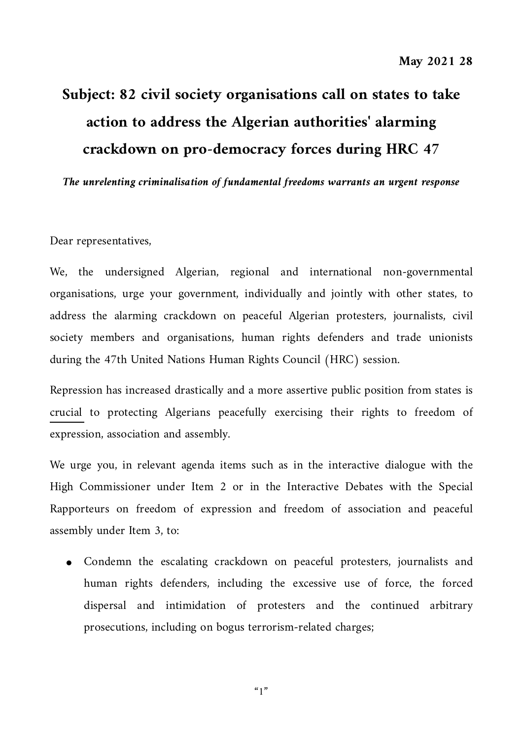**May 2021 28**

# Subject: 82 civil society organisations call on states to take action to address the Algerian authorities' alarming crackdown on pro-democracy forces during HRC 47

***The unrelenting criminalisation of fundamental freedoms warrants an urgent response***

Dear representatives,

We, the undersigned Algerian, regional and international non-governmental organisations, urge your government, individually and jointly with other states, to address the alarming crackdown on peaceful Algerian protesters, journalists, civil society members and organisations, human rights defenders and trade unionists during the 47th United Nations Human Rights Council (HRC) session.

Repression has increased drastically and a more assertive public position from states is crucial to protecting Algerians peacefully exercising their rights to freedom of expression, association and assembly.

We urge you, in relevant agenda items such as in the interactive dialogue with the High Commissioner under Item 2 or in the Interactive Debates with the Special Rapporteurs on freedom of expression and freedom of association and peaceful assembly under Item 3, to:

- Condemn the escalating crackdown on peaceful protesters, journalists and human rights defenders, including the excessive use of force, the forced dispersal and intimidation of protesters and the continued arbitrary prosecutions, including on bogus terrorism-related charges;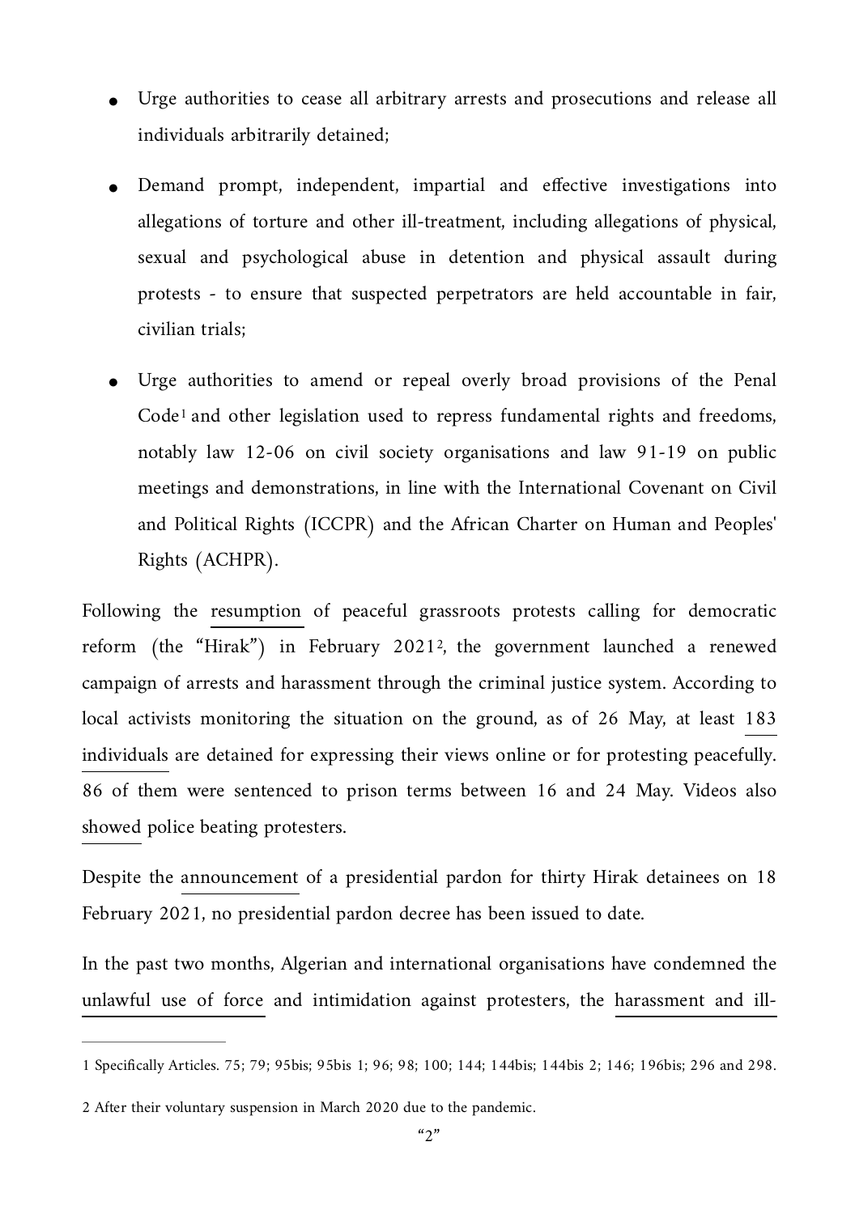- Urge authorities to cease all arbitrary arrests and prosecutions and release all individuals arbitrarily detained;
- Demand prompt, independent, impartial and effective investigations into allegations of torture and other ill-treatment, including allegations of physical, sexual and psychological abuse in detention and physical assault during protests - to ensure that suspected perpetrators are held accountable in fair, civilian trials;
- Urge authorities to amend or repeal overly broad provisions of the Penal Code[1] and other legislation used to repress fundamental rights and freedoms, notably law 12-06 on civil society organisations and law 91-19 on public meetings and demonstrations, in line with the International Covenant on Civil and Political Rights (ICCPR) and the African Charter on Human and Peoples' Rights (ACHPR).

Following the resumption of peaceful grassroots protests calling for democratic reform (the "Hirak") in February 2021[2], the government launched a renewed campaign of arrests and harassment through the criminal justice system. According to local activists monitoring the situation on the ground, as of 26 May, at least 183 individuals are detained for expressing their views online or for protesting peacefully. 86 of them were sentenced to prison terms between 16 and 24 May. Videos also showed police beating protesters.

Despite the announcement of a presidential pardon for thirty Hirak detainees on 18 February 2021, no presidential pardon decree has been issued to date.

In the past two months, Algerian and international organisations have condemned the unlawful use of force and intimidation against protesters, the harassment and ill-

---

1 Specifically Articles. 75; 79; 95bis; 95bis 1; 96; 98; 100; 144; 144bis; 144bis 2; 146; 196bis; 296 and 298.

2 After their voluntary suspension in March 2020 due to the pandemic.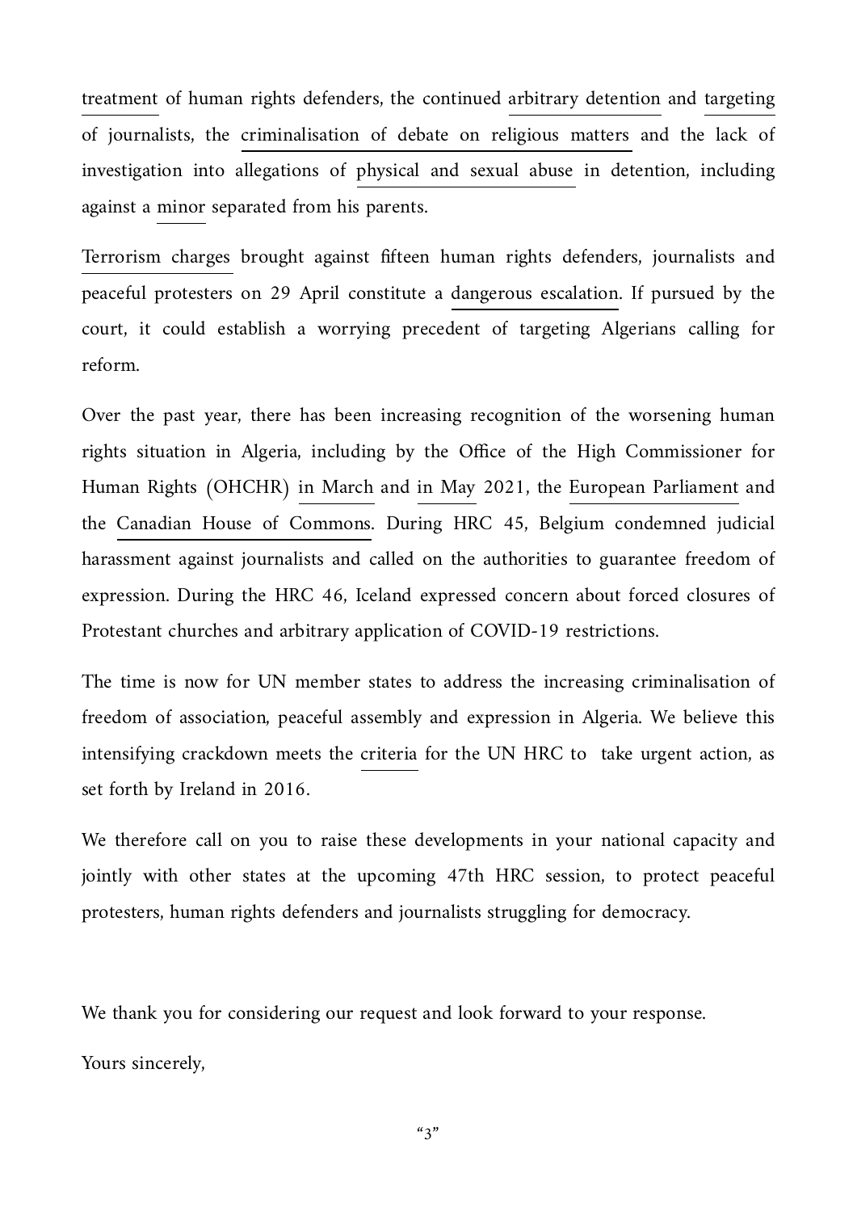treatment of human rights defenders, the continued arbitrary detention and targeting of journalists, the criminalisation of debate on religious matters and the lack of investigation into allegations of physical and sexual abuse in detention, including against a minor separated from his parents.

Terrorism charges brought against fifteen human rights defenders, journalists and peaceful protesters on 29 April constitute a dangerous escalation. If pursued by the court, it could establish a worrying precedent of targeting Algerians calling for reform.

Over the past year, there has been increasing recognition of the worsening human rights situation in Algeria, including by the Office of the High Commissioner for Human Rights (OHCHR) in March and in May 2021, the European Parliament and the Canadian House of Commons. During HRC 45, Belgium condemned judicial harassment against journalists and called on the authorities to guarantee freedom of expression. During the HRC 46, Iceland expressed concern about forced closures of Protestant churches and arbitrary application of COVID-19 restrictions.

The time is now for UN member states to address the increasing criminalisation of freedom of association, peaceful assembly and expression in Algeria. We believe this intensifying crackdown meets the criteria for the UN HRC to take urgent action, as set forth by Ireland in 2016.

We therefore call on you to raise these developments in your national capacity and jointly with other states at the upcoming 47th HRC session, to protect peaceful protesters, human rights defenders and journalists struggling for democracy.

We thank you for considering our request and look forward to your response.

Yours sincerely,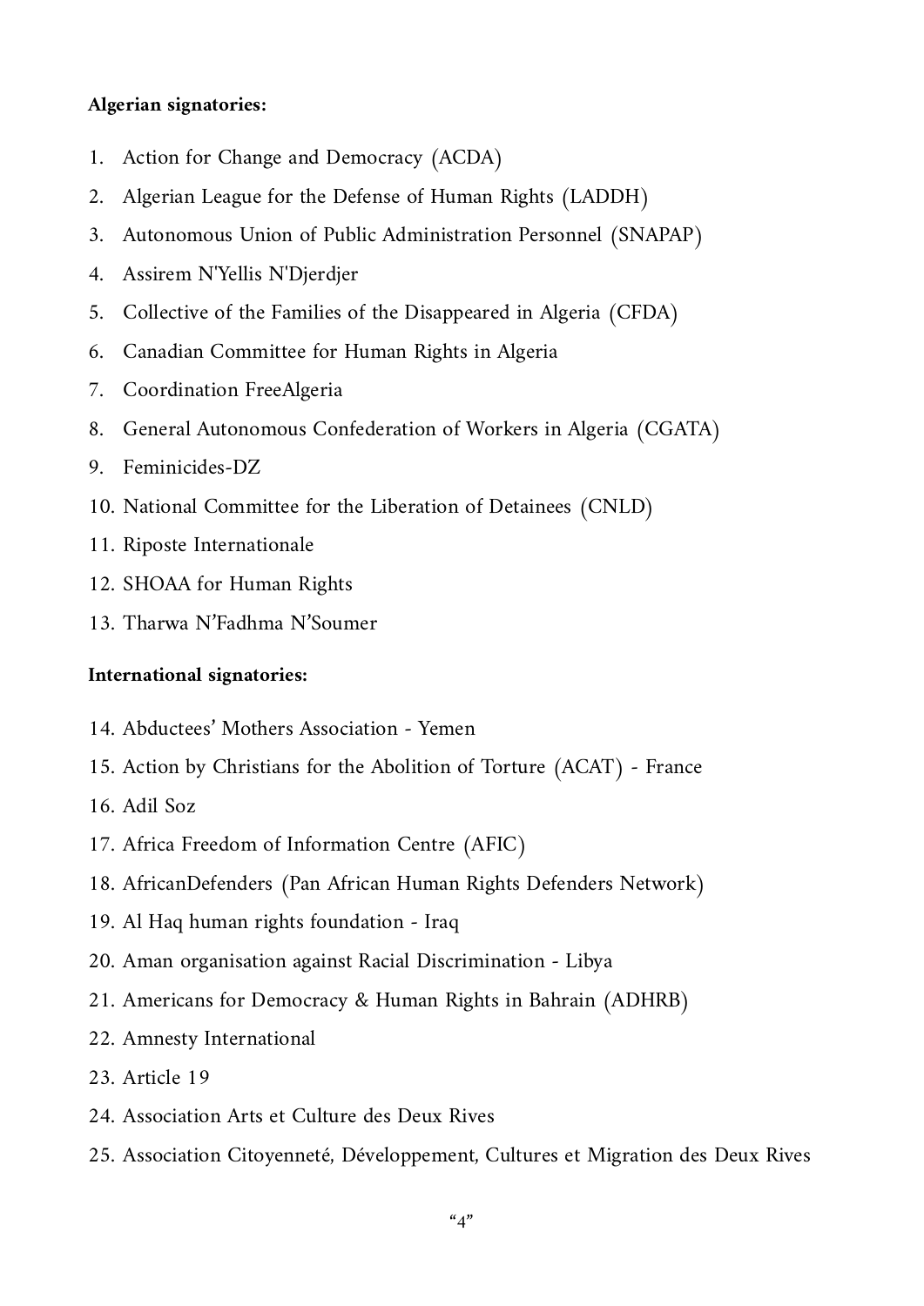**Algerian signatories:**

1. Action for Change and Democracy (ACDA)
2. Algerian League for the Defense of Human Rights (LADDH)
3. Autonomous Union of Public Administration Personnel (SNAPAP)
4. Assirem N'Yellis N'Djerdjer
5. Collective of the Families of the Disappeared in Algeria (CFDA)
6. Canadian Committee for Human Rights in Algeria
7. Coordination FreeAlgeria
8. General Autonomous Confederation of Workers in Algeria (CGATA)
9. Feminicides-DZ
10. National Committee for the Liberation of Detainees (CNLD)
11. Riposte Internationale
12. SHOAA for Human Rights
13. Tharwa N'Fadhma N'Soumer

**International signatories:**

14. Abductees' Mothers Association - Yemen
15. Action by Christians for the Abolition of Torture (ACAT) - France
16. Adil Soz
17. Africa Freedom of Information Centre (AFIC)
18. AfricanDefenders (Pan African Human Rights Defenders Network)
19. Al Haq human rights foundation - Iraq
20. Aman organisation against Racial Discrimination - Libya
21. Americans for Democracy & Human Rights in Bahrain (ADHRB)
22. Amnesty International
23. Article 19
24. Association Arts et Culture des Deux Rives
25. Association Citoyenneté, Développement, Cultures et Migration des Deux Rives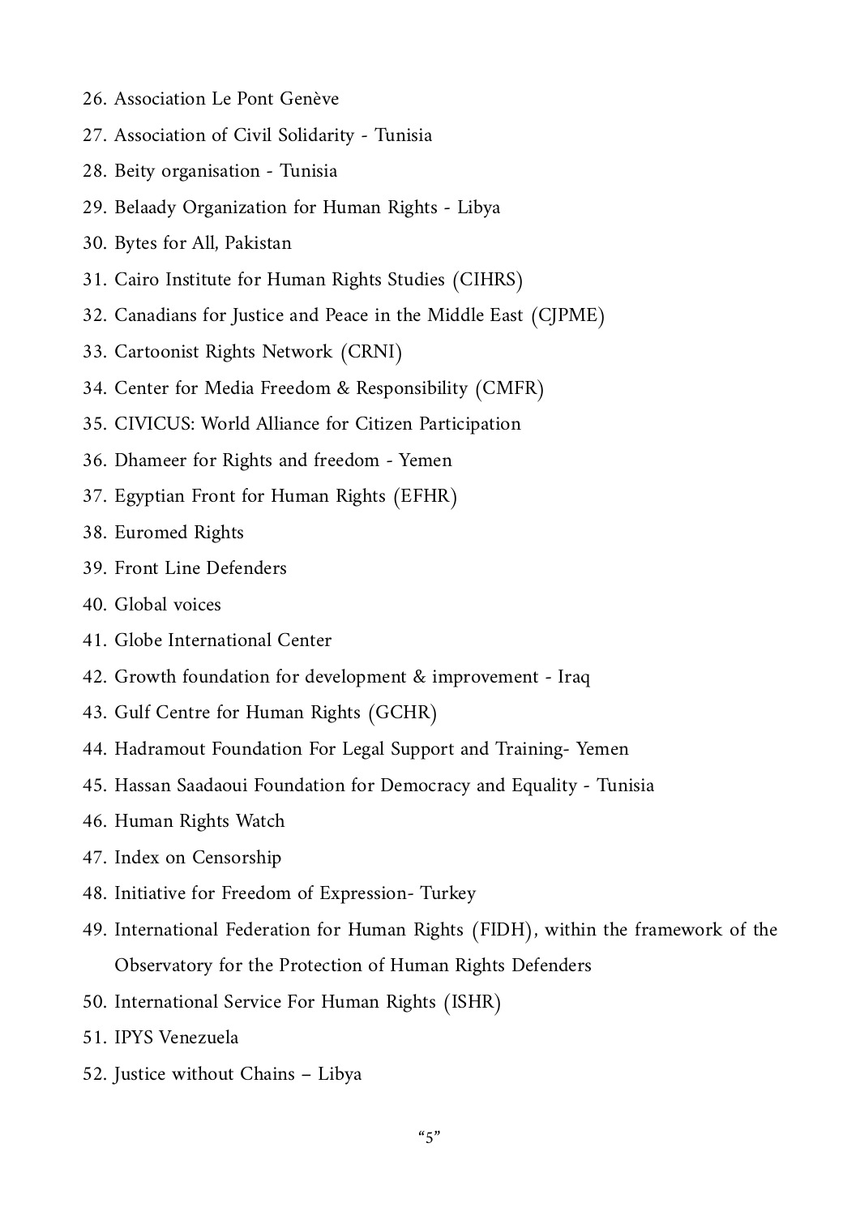26. Association Le Pont Genève
27. Association of Civil Solidarity - Tunisia
28. Beity organisation - Tunisia
29. Belaady Organization for Human Rights - Libya
30. Bytes for All, Pakistan
31. Cairo Institute for Human Rights Studies (CIHRS)
32. Canadians for Justice and Peace in the Middle East (CJPME)
33. Cartoonist Rights Network (CRNI)
34. Center for Media Freedom & Responsibility (CMFR)
35. CIVICUS: World Alliance for Citizen Participation
36. Dhameer for Rights and freedom - Yemen
37. Egyptian Front for Human Rights (EFHR)
38. Euromed Rights
39. Front Line Defenders
40. Global voices
41. Globe International Center
42. Growth foundation for development & improvement - Iraq
43. Gulf Centre for Human Rights (GCHR)
44. Hadramout Foundation For Legal Support and Training- Yemen
45. Hassan Saadaoui Foundation for Democracy and Equality - Tunisia
46. Human Rights Watch
47. Index on Censorship
48. Initiative for Freedom of Expression- Turkey
49. International Federation for Human Rights (FIDH), within the framework of the Observatory for the Protection of Human Rights Defenders
50. International Service For Human Rights (ISHR)
51. IPYS Venezuela
52. Justice without Chains – Libya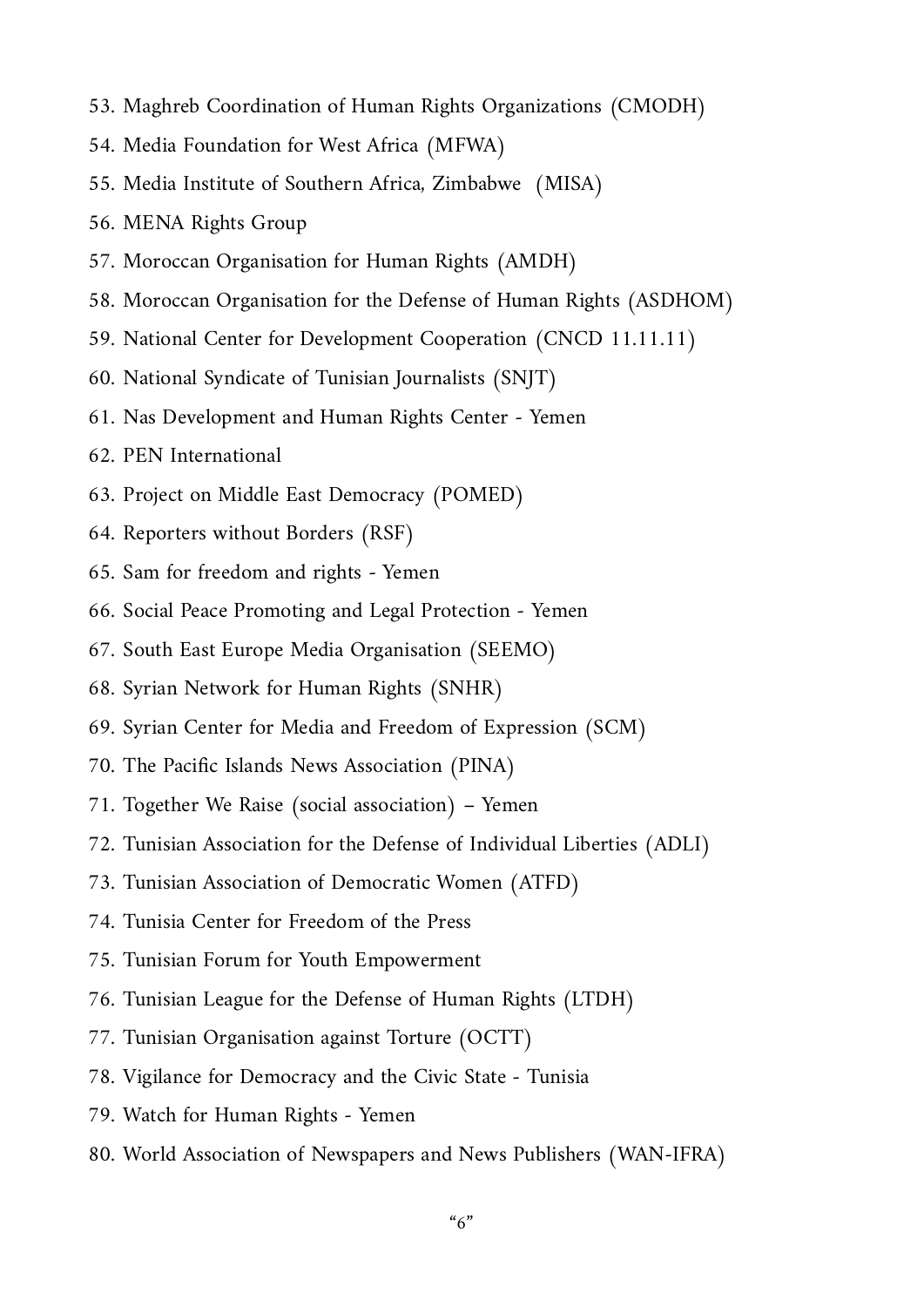53. Maghreb Coordination of Human Rights Organizations (CMODH)
54. Media Foundation for West Africa (MFWA)
55. Media Institute of Southern Africa, Zimbabwe (MISA)
56. MENA Rights Group
57. Moroccan Organisation for Human Rights (AMDH)
58. Moroccan Organisation for the Defense of Human Rights (ASDHOM)
59. National Center for Development Cooperation (CNCD 11.11.11)
60. National Syndicate of Tunisian Journalists (SNJT)
61. Nas Development and Human Rights Center - Yemen
62. PEN International
63. Project on Middle East Democracy (POMED)
64. Reporters without Borders (RSF)
65. Sam for freedom and rights - Yemen
66. Social Peace Promoting and Legal Protection - Yemen
67. South East Europe Media Organisation (SEEMO)
68. Syrian Network for Human Rights (SNHR)
69. Syrian Center for Media and Freedom of Expression (SCM)
70. The Pacific Islands News Association (PINA)
71. Together We Raise (social association) – Yemen
72. Tunisian Association for the Defense of Individual Liberties (ADLI)
73. Tunisian Association of Democratic Women (ATFD)
74. Tunisia Center for Freedom of the Press
75. Tunisian Forum for Youth Empowerment
76. Tunisian League for the Defense of Human Rights (LTDH)
77. Tunisian Organisation against Torture (OCTT)
78. Vigilance for Democracy and the Civic State - Tunisia
79. Watch for Human Rights - Yemen
80. World Association of Newspapers and News Publishers (WAN-IFRA)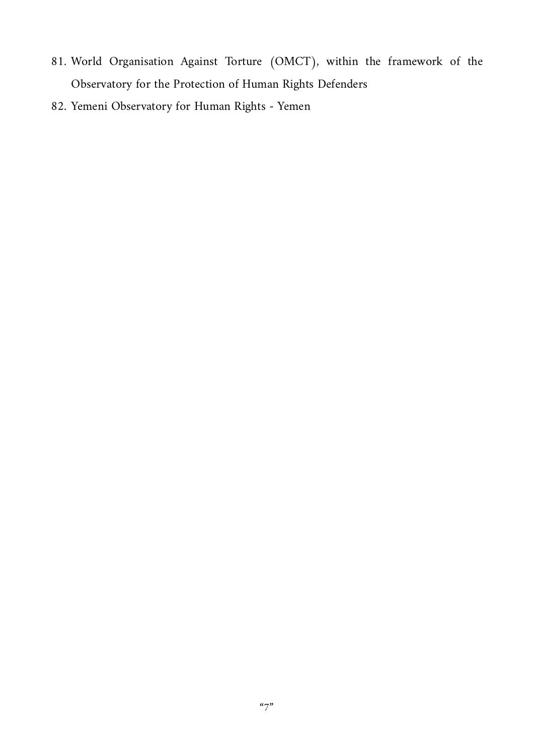81. World Organisation Against Torture (OMCT), within the framework of the Observatory for the Protection of Human Rights Defenders
82. Yemeni Observatory for Human Rights - Yemen